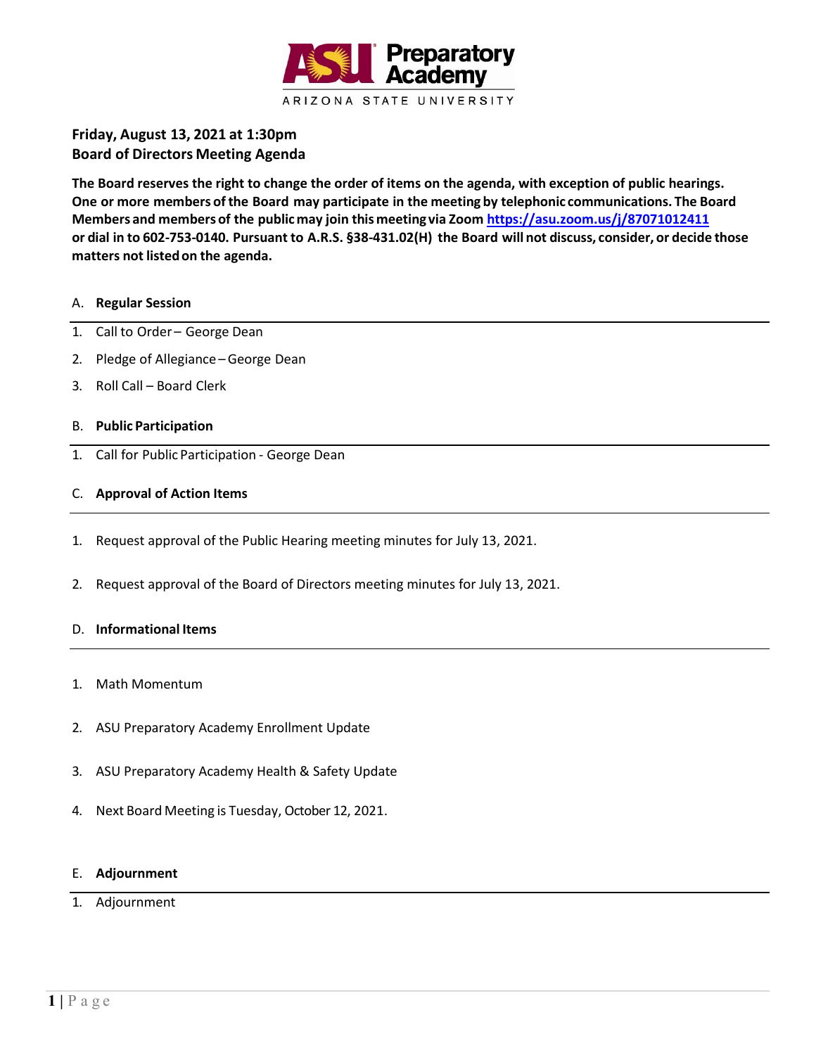**ASU Preparatory Academy**
ARIZONA STATE UNIVERSITY

**Friday, August 13, 2021 at 1:30pm**
**Board of Directors Meeting Agenda**

**The Board reserves the right to change the order of items on the agenda, with exception of public hearings. One or more members of the Board may participate in the meeting by telephonic communications. The Board Members and members of the public may join this meeting via Zoom https://asu.zoom.us/j/87071012411 or dial in to 602-753-0140. Pursuant to A.R.S. §38-431.02(H) the Board will not discuss, consider, or decide those matters not listed on the agenda.**

A. **Regular Session**

1. Call to Order – George Dean
2. Pledge of Allegiance – George Dean
3. Roll Call – Board Clerk

B. **Public Participation**

1. Call for Public Participation - George Dean

C. **Approval of Action Items**

1. Request approval of the Public Hearing meeting minutes for July 13, 2021.
2. Request approval of the Board of Directors meeting minutes for July 13, 2021.

D. **Informational Items**

1. Math Momentum
2. ASU Preparatory Academy Enrollment Update
3. ASU Preparatory Academy Health & Safety Update
4. Next Board Meeting is Tuesday, October 12, 2021.

E. **Adjournment**

1. Adjournment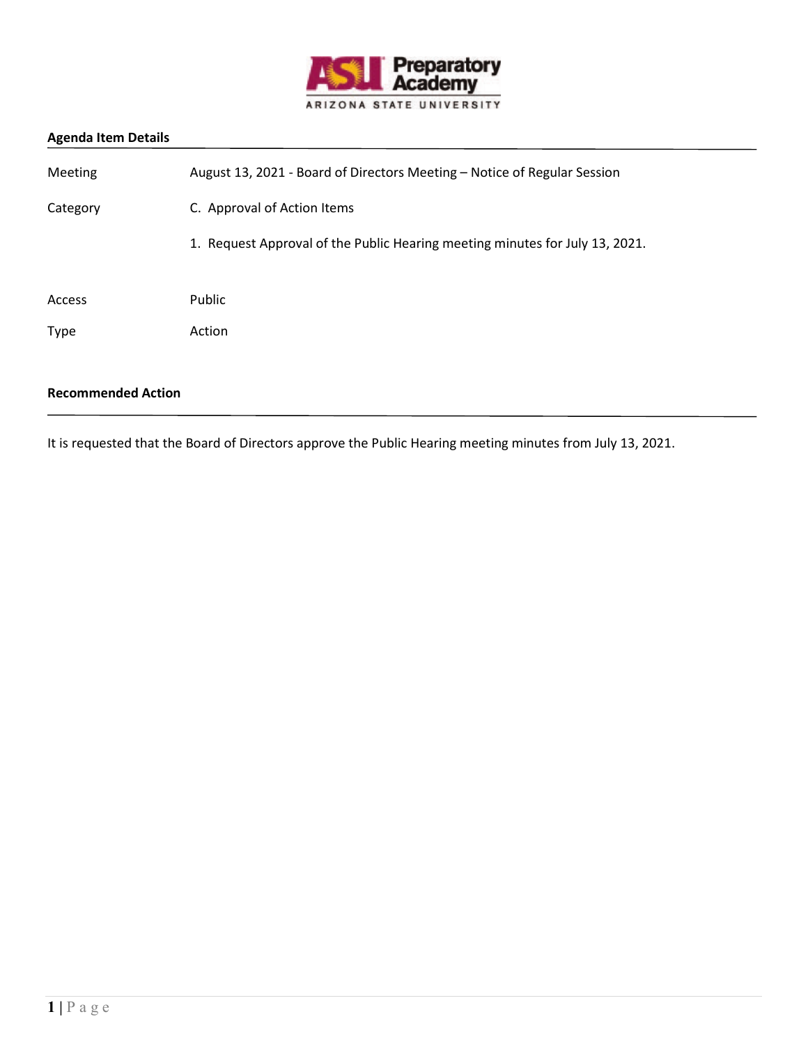## Agenda Item Details

| | |
|---|---|
| Meeting | August 13, 2021 - Board of Directors Meeting – Notice of Regular Session |
| Category | C. Approval of Action Items |
| | 1. Request Approval of the Public Hearing meeting minutes for July 13, 2021. |
| Access | Public |
| Type | Action |

## Recommended Action

It is requested that the Board of Directors approve the Public Hearing meeting minutes from July 13, 2021.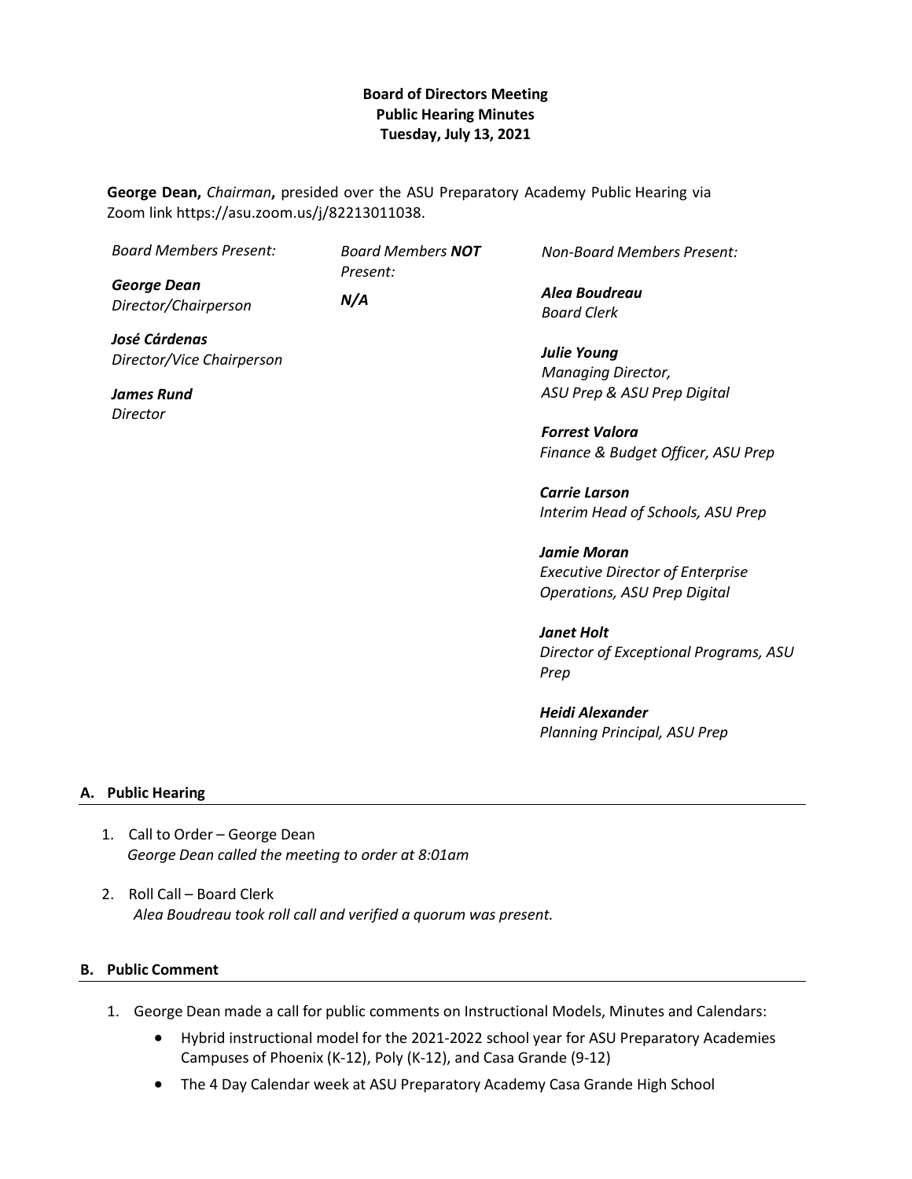**Board of Directors Meeting**
**Public Hearing Minutes**
**Tuesday, July 13, 2021**

**George Dean,** *Chairman***,** presided over the ASU Preparatory Academy Public Hearing via Zoom link https://asu.zoom.us/j/82213011038.

*Board Members Present:*

***George Dean***
*Director/Chairperson*

***José Cárdenas***
*Director/Vice Chairperson*

***James Rund***
*Director*

*Board Members **NOT** Present:*

***N/A***

*Non-Board Members Present:*

***Alea Boudreau***
*Board Clerk*

***Julie Young***
*Managing Director, ASU Prep & ASU Prep Digital*

***Forrest Valora***
*Finance & Budget Officer, ASU Prep*

***Carrie Larson***
*Interim Head of Schools, ASU Prep*

***Jamie Moran***
*Executive Director of Enterprise Operations, ASU Prep Digital*

***Janet Holt***
*Director of Exceptional Programs, ASU Prep*

***Heidi Alexander***
*Planning Principal, ASU Prep*

## A. Public Hearing

1. Call to Order – George Dean
   *George Dean called the meeting to order at 8:01am*

2. Roll Call – Board Clerk
   *Alea Boudreau took roll call and verified a quorum was present.*

## B. Public Comment

1. George Dean made a call for public comments on Instructional Models, Minutes and Calendars:
   - Hybrid instructional model for the 2021-2022 school year for ASU Preparatory Academies Campuses of Phoenix (K-12), Poly (K-12), and Casa Grande (9-12)
   - The 4 Day Calendar week at ASU Preparatory Academy Casa Grande High School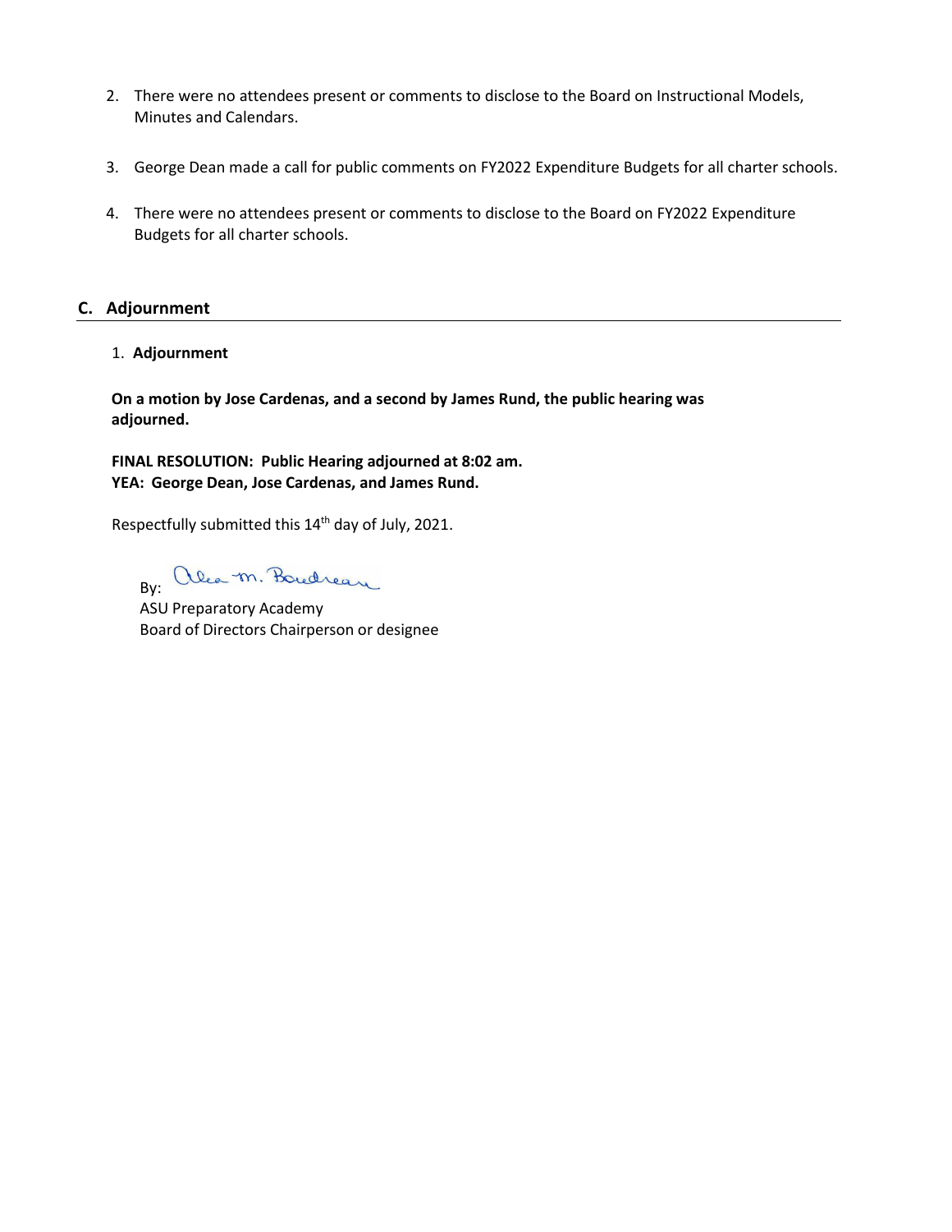2. There were no attendees present or comments to disclose to the Board on Instructional Models, Minutes and Calendars.

3. George Dean made a call for public comments on FY2022 Expenditure Budgets for all charter schools.

4. There were no attendees present or comments to disclose to the Board on FY2022 Expenditure Budgets for all charter schools.

## C. Adjournment

1. **Adjournment**

**On a motion by Jose Cardenas, and a second by James Rund, the public hearing was adjourned.**

**FINAL RESOLUTION: Public Hearing adjourned at 8:02 am.**
**YEA: George Dean, Jose Cardenas, and James Rund.**

Respectfully submitted this 14th day of July, 2021.

By: Alea M. Boudreau

ASU Preparatory Academy
Board of Directors Chairperson or designee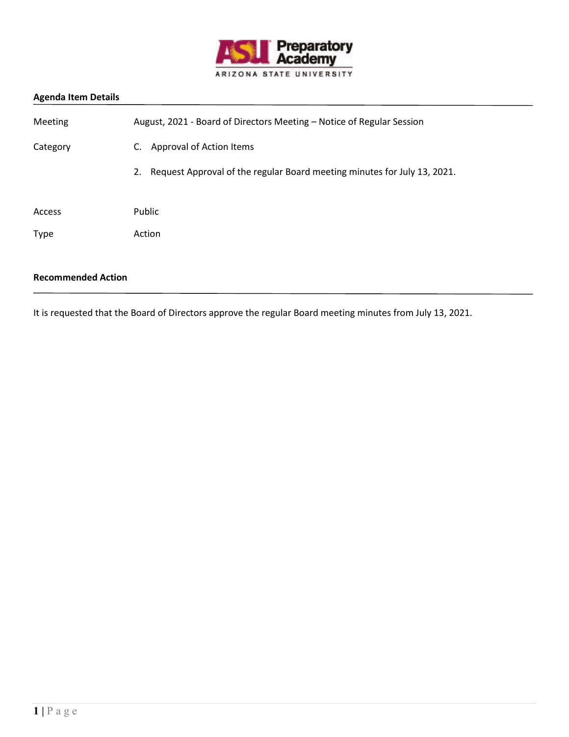## Agenda Item Details

| | |
|---|---|
| Meeting | August, 2021 - Board of Directors Meeting – Notice of Regular Session |
| Category | C. Approval of Action Items |
| | 2. Request Approval of the regular Board meeting minutes for July 13, 2021. |
| Access | Public |
| Type | Action |

## Recommended Action

It is requested that the Board of Directors approve the regular Board meeting minutes from July 13, 2021.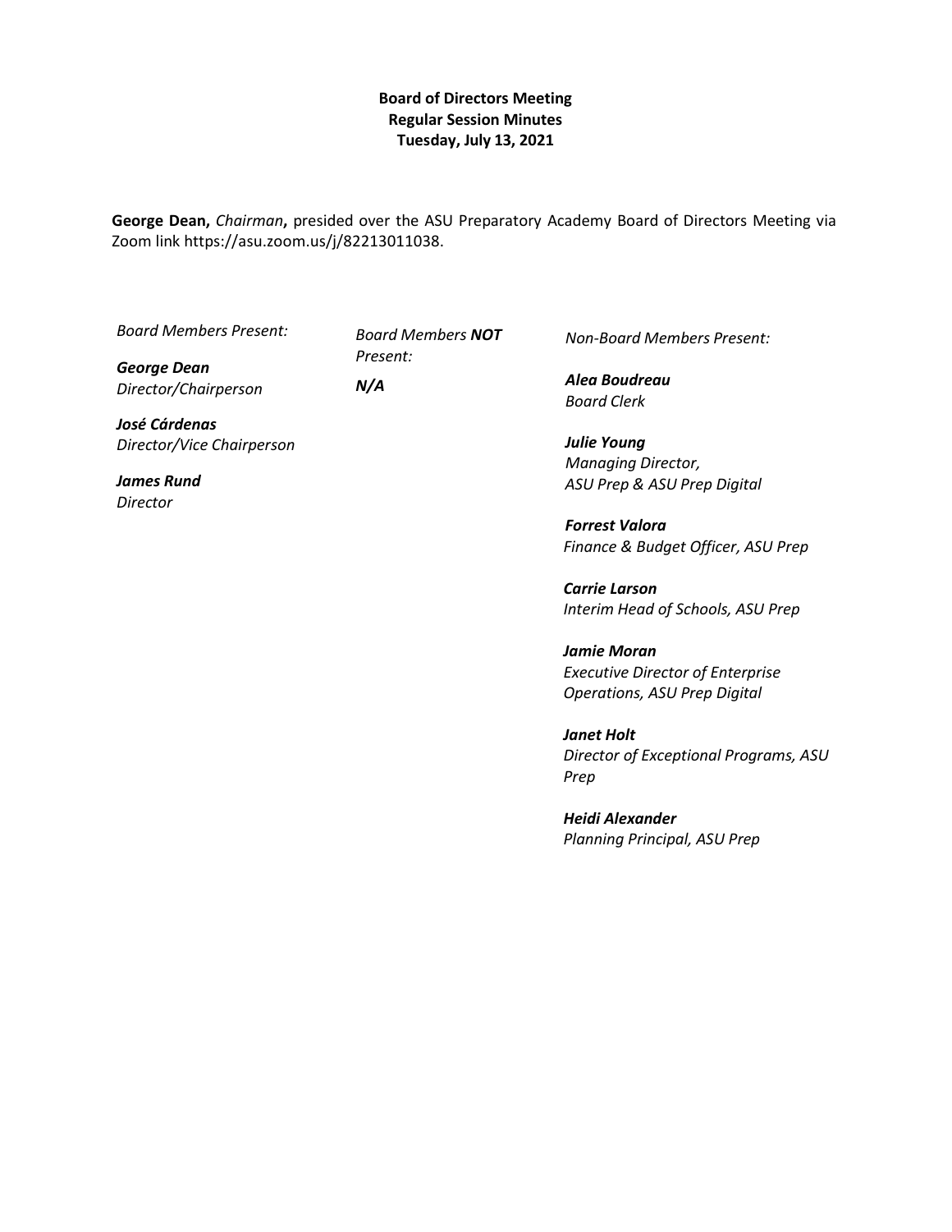**Board of Directors Meeting**
**Regular Session Minutes**
**Tuesday, July 13, 2021**

**George Dean,** *Chairman***,** presided over the ASU Preparatory Academy Board of Directors Meeting via Zoom link https://asu.zoom.us/j/82213011038.

*Board Members Present:*

***George Dean***
*Director/Chairperson*

***José Cárdenas***
*Director/Vice Chairperson*

***James Rund***
*Director*

*Board Members **NOT** Present:*

***N/A***

*Non-Board Members Present:*

***Alea Boudreau***
*Board Clerk*

***Julie Young***
*Managing Director, ASU Prep & ASU Prep Digital*

***Forrest Valora***
*Finance & Budget Officer, ASU Prep*

***Carrie Larson***
*Interim Head of Schools, ASU Prep*

***Jamie Moran***
*Executive Director of Enterprise Operations, ASU Prep Digital*

***Janet Holt***
*Director of Exceptional Programs, ASU Prep*

***Heidi Alexander***
*Planning Principal, ASU Prep*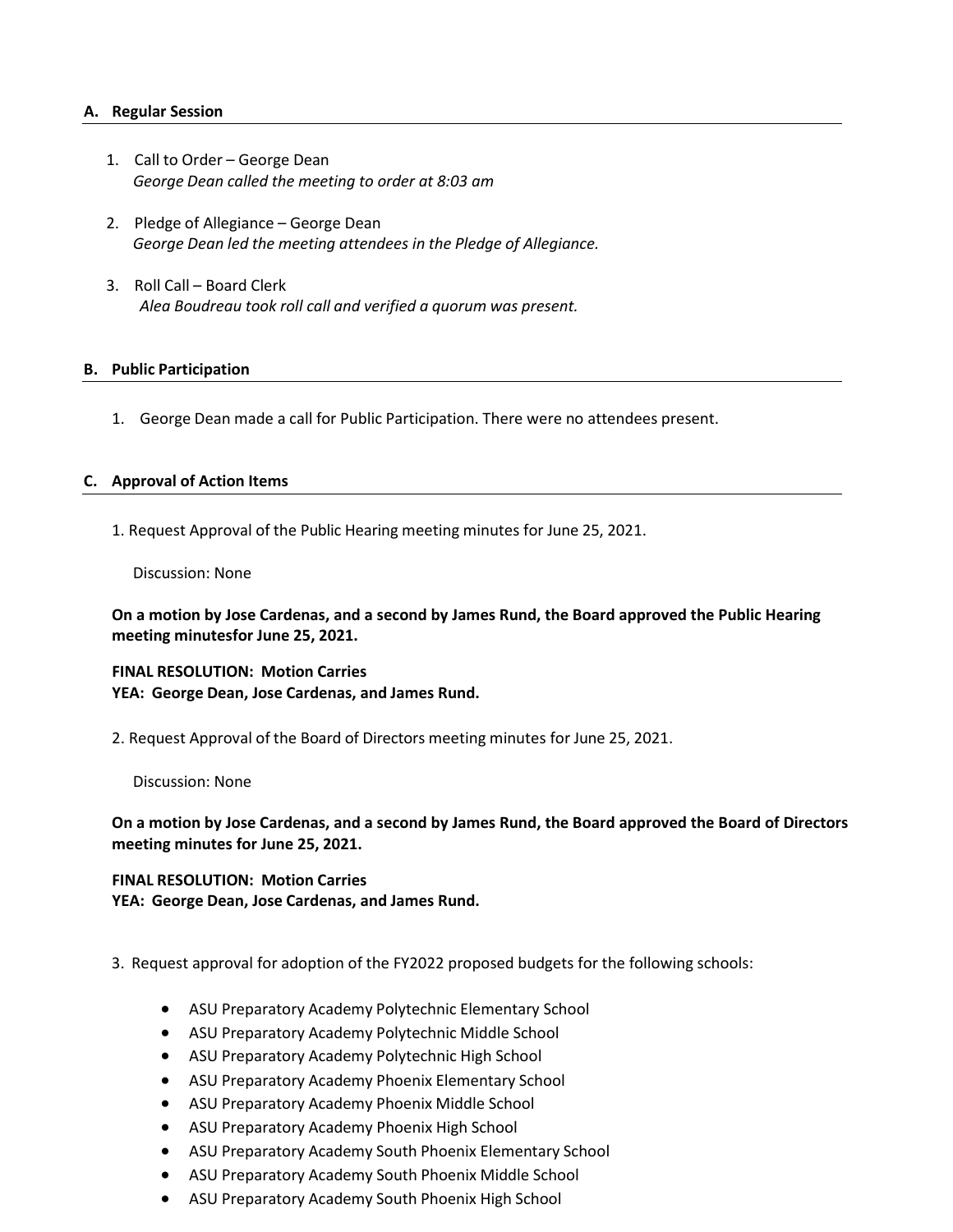## A. Regular Session

1. Call to Order – George Dean
   *George Dean called the meeting to order at 8:03 am*

2. Pledge of Allegiance – George Dean
   *George Dean led the meeting attendees in the Pledge of Allegiance.*

3. Roll Call – Board Clerk
   *Alea Boudreau took roll call and verified a quorum was present.*

## B. Public Participation

1. George Dean made a call for Public Participation. There were no attendees present.

## C. Approval of Action Items

1. Request Approval of the Public Hearing meeting minutes for June 25, 2021.

   Discussion: None

**On a motion by Jose Cardenas, and a second by James Rund, the Board approved the Public Hearing meeting minutesfor June 25, 2021.**

**FINAL RESOLUTION: Motion Carries**
**YEA: George Dean, Jose Cardenas, and James Rund.**

2. Request Approval of the Board of Directors meeting minutes for June 25, 2021.

   Discussion: None

**On a motion by Jose Cardenas, and a second by James Rund, the Board approved the Board of Directors meeting minutes for June 25, 2021.**

**FINAL RESOLUTION: Motion Carries**
**YEA: George Dean, Jose Cardenas, and James Rund.**

3. Request approval for adoption of the FY2022 proposed budgets for the following schools:

   - ASU Preparatory Academy Polytechnic Elementary School
   - ASU Preparatory Academy Polytechnic Middle School
   - ASU Preparatory Academy Polytechnic High School
   - ASU Preparatory Academy Phoenix Elementary School
   - ASU Preparatory Academy Phoenix Middle School
   - ASU Preparatory Academy Phoenix High School
   - ASU Preparatory Academy South Phoenix Elementary School
   - ASU Preparatory Academy South Phoenix Middle School
   - ASU Preparatory Academy South Phoenix High School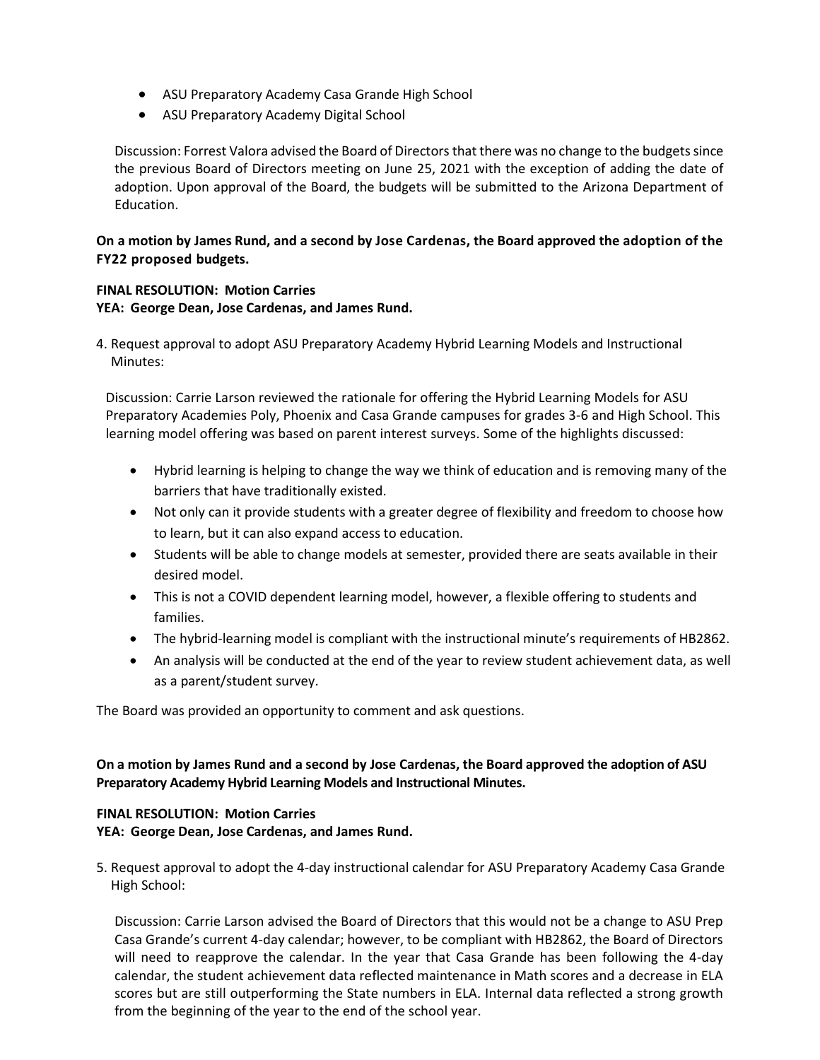- ASU Preparatory Academy Casa Grande High School
- ASU Preparatory Academy Digital School

Discussion: Forrest Valora advised the Board of Directors that there was no change to the budgets since the previous Board of Directors meeting on June 25, 2021 with the exception of adding the date of adoption. Upon approval of the Board, the budgets will be submitted to the Arizona Department of Education.

**On a motion by James Rund, and a second by Jose Cardenas, the Board approved the adoption of the FY22 proposed budgets.**

**FINAL RESOLUTION: Motion Carries**
**YEA: George Dean, Jose Cardenas, and James Rund.**

4. Request approval to adopt ASU Preparatory Academy Hybrid Learning Models and Instructional Minutes:

Discussion: Carrie Larson reviewed the rationale for offering the Hybrid Learning Models for ASU Preparatory Academies Poly, Phoenix and Casa Grande campuses for grades 3-6 and High School. This learning model offering was based on parent interest surveys. Some of the highlights discussed:

- Hybrid learning is helping to change the way we think of education and is removing many of the barriers that have traditionally existed.
- Not only can it provide students with a greater degree of flexibility and freedom to choose how to learn, but it can also expand access to education.
- Students will be able to change models at semester, provided there are seats available in their desired model.
- This is not a COVID dependent learning model, however, a flexible offering to students and families.
- The hybrid-learning model is compliant with the instructional minute's requirements of HB2862.
- An analysis will be conducted at the end of the year to review student achievement data, as well as a parent/student survey.

The Board was provided an opportunity to comment and ask questions.

**On a motion by James Rund and a second by Jose Cardenas, the Board approved the adoption of ASU Preparatory Academy Hybrid Learning Models and Instructional Minutes.**

**FINAL RESOLUTION: Motion Carries**
**YEA: George Dean, Jose Cardenas, and James Rund.**

5. Request approval to adopt the 4-day instructional calendar for ASU Preparatory Academy Casa Grande High School:

Discussion: Carrie Larson advised the Board of Directors that this would not be a change to ASU Prep Casa Grande's current 4-day calendar; however, to be compliant with HB2862, the Board of Directors will need to reapprove the calendar. In the year that Casa Grande has been following the 4-day calendar, the student achievement data reflected maintenance in Math scores and a decrease in ELA scores but are still outperforming the State numbers in ELA. Internal data reflected a strong growth from the beginning of the year to the end of the school year.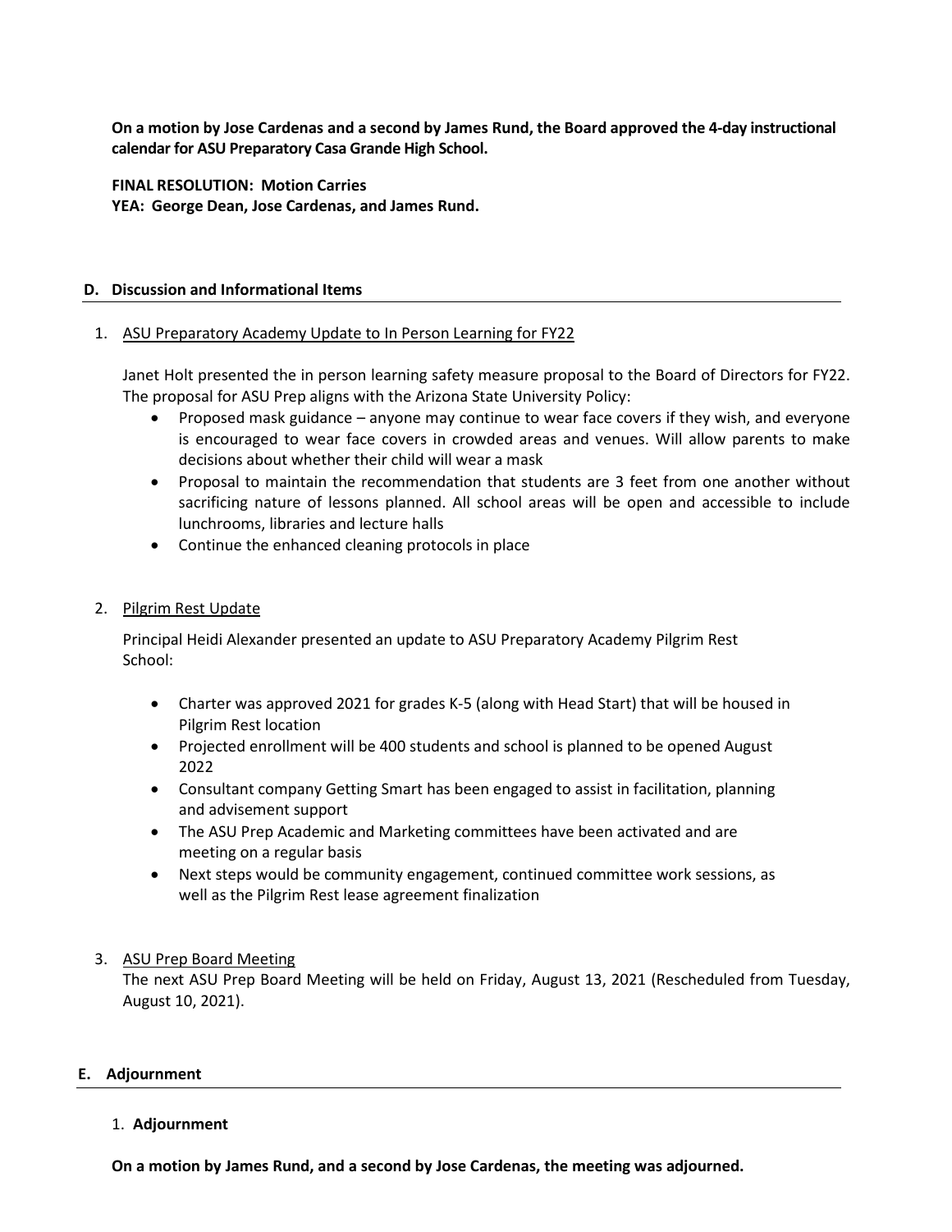**On a motion by Jose Cardenas and a second by James Rund, the Board approved the 4-day instructional calendar for ASU Preparatory Casa Grande High School.**

**FINAL RESOLUTION: Motion Carries**
**YEA: George Dean, Jose Cardenas, and James Rund.**

## D. Discussion and Informational Items

1. ASU Preparatory Academy Update to In Person Learning for FY22

   Janet Holt presented the in person learning safety measure proposal to the Board of Directors for FY22. The proposal for ASU Prep aligns with the Arizona State University Policy:

   - Proposed mask guidance – anyone may continue to wear face covers if they wish, and everyone is encouraged to wear face covers in crowded areas and venues. Will allow parents to make decisions about whether their child will wear a mask
   - Proposal to maintain the recommendation that students are 3 feet from one another without sacrificing nature of lessons planned. All school areas will be open and accessible to include lunchrooms, libraries and lecture halls
   - Continue the enhanced cleaning protocols in place

2. Pilgrim Rest Update

   Principal Heidi Alexander presented an update to ASU Preparatory Academy Pilgrim Rest School:

   - Charter was approved 2021 for grades K-5 (along with Head Start) that will be housed in Pilgrim Rest location
   - Projected enrollment will be 400 students and school is planned to be opened August 2022
   - Consultant company Getting Smart has been engaged to assist in facilitation, planning and advisement support
   - The ASU Prep Academic and Marketing committees have been activated and are meeting on a regular basis
   - Next steps would be community engagement, continued committee work sessions, as well as the Pilgrim Rest lease agreement finalization

3. ASU Prep Board Meeting

   The next ASU Prep Board Meeting will be held on Friday, August 13, 2021 (Rescheduled from Tuesday, August 10, 2021).

## E. Adjournment

1. **Adjournment**

**On a motion by James Rund, and a second by Jose Cardenas, the meeting was adjourned.**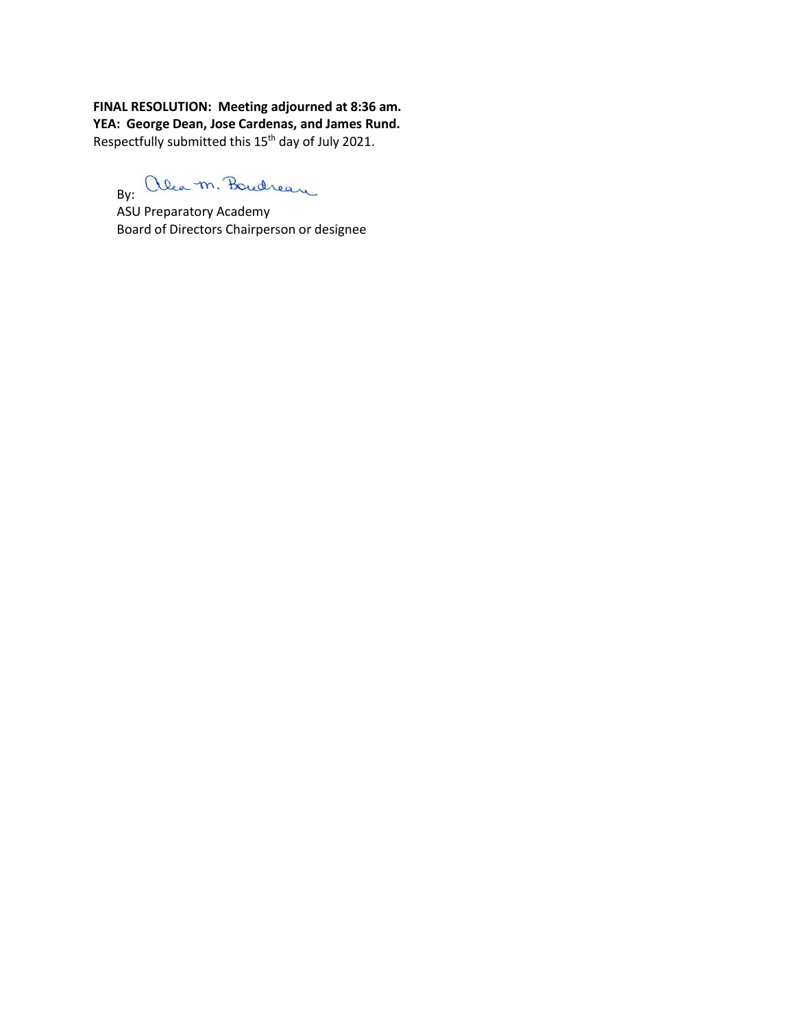**FINAL RESOLUTION: Meeting adjourned at 8:36 am.**
**YEA: George Dean, Jose Cardenas, and James Rund.**
Respectfully submitted this 15th day of July 2021.

By: Alea M. Boudreau
ASU Preparatory Academy
Board of Directors Chairperson or designee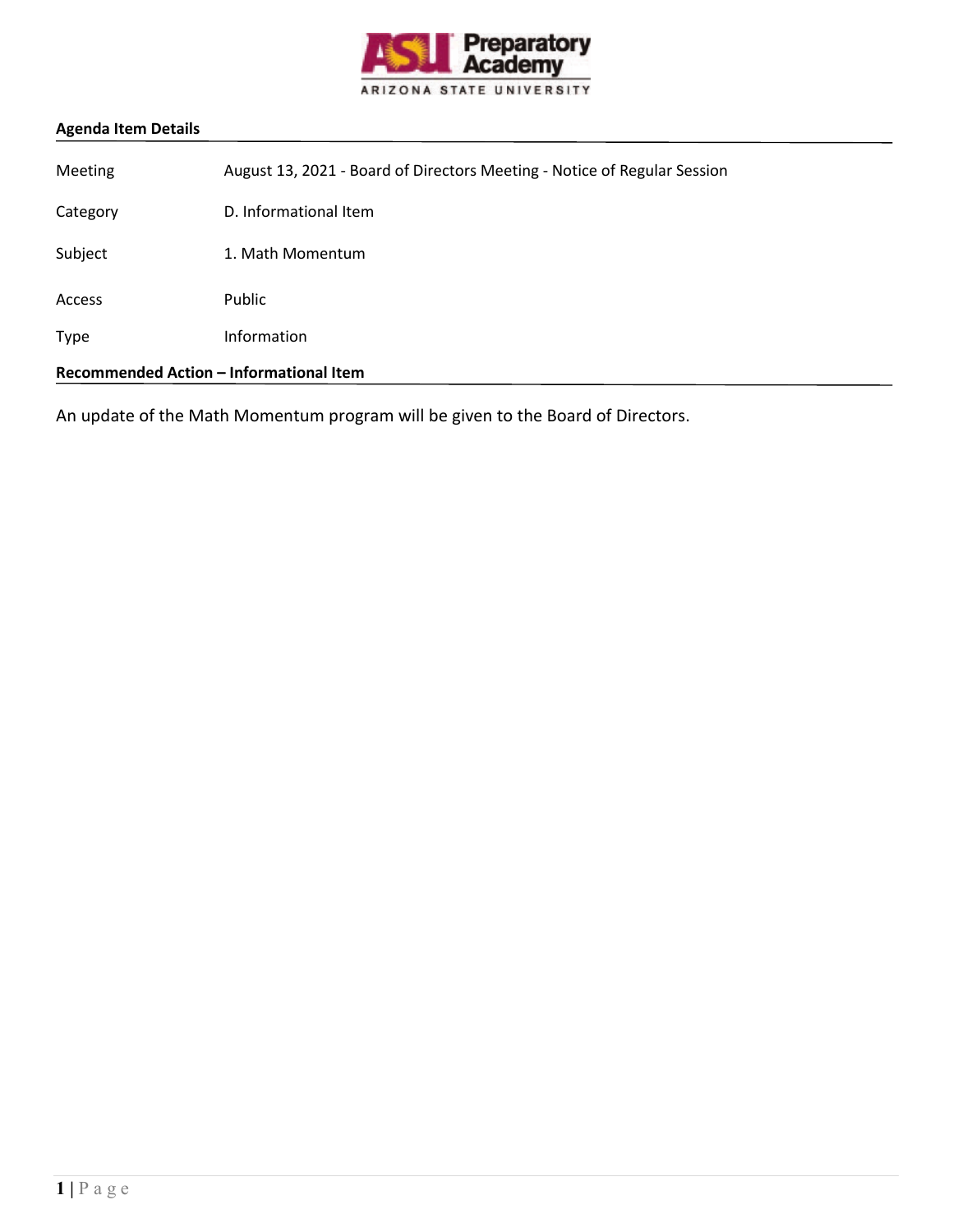ASU Preparatory Academy
ARIZONA STATE UNIVERSITY

**Agenda Item Details**

| | |
|---|---|
| Meeting | August 13, 2021 - Board of Directors Meeting - Notice of Regular Session |
| Category | D. Informational Item |
| Subject | 1. Math Momentum |
| Access | Public |
| Type | Information |

**Recommended Action – Informational Item**

An update of the Math Momentum program will be given to the Board of Directors.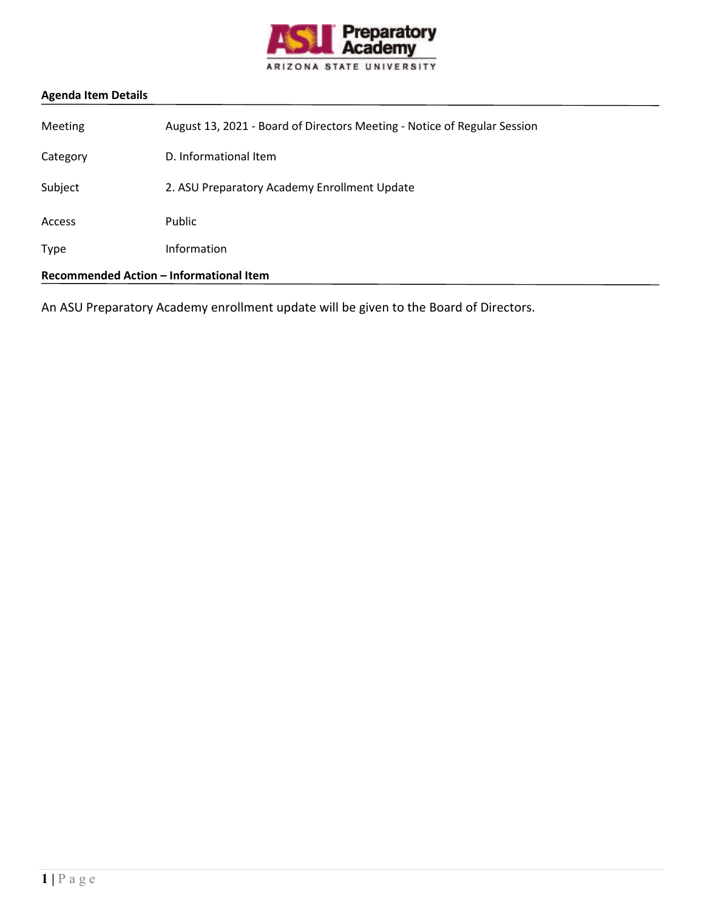**Agenda Item Details**

| | |
|---|---|
| Meeting | August 13, 2021 - Board of Directors Meeting - Notice of Regular Session |
| Category | D. Informational Item |
| Subject | 2. ASU Preparatory Academy Enrollment Update |
| Access | Public |
| Type | Information |

**Recommended Action – Informational Item**

An ASU Preparatory Academy enrollment update will be given to the Board of Directors.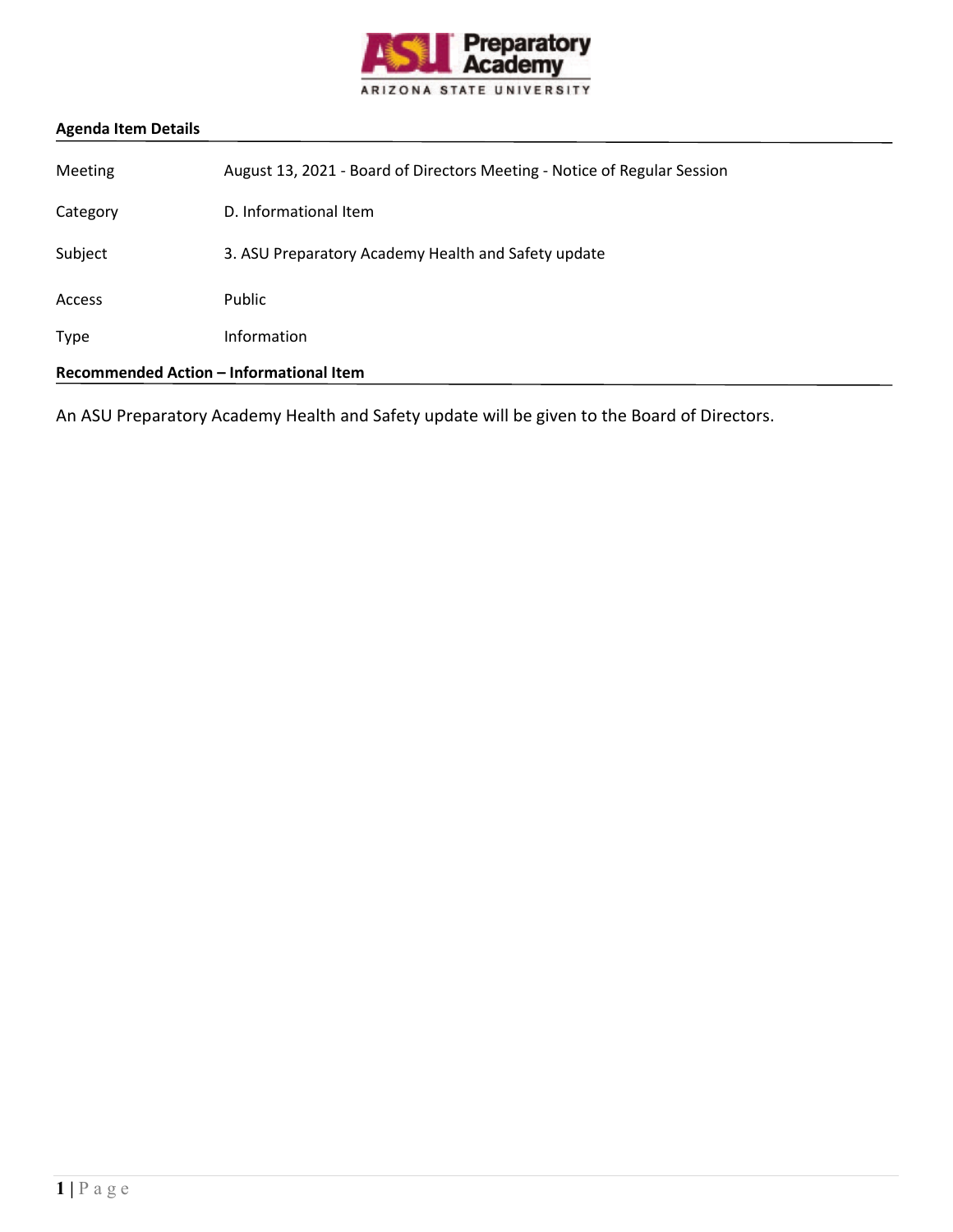**Agenda Item Details**

| | |
|---|---|
| Meeting | August 13, 2021 - Board of Directors Meeting - Notice of Regular Session |
| Category | D. Informational Item |
| Subject | 3. ASU Preparatory Academy Health and Safety update |
| Access | Public |
| Type | Information |

**Recommended Action – Informational Item**

An ASU Preparatory Academy Health and Safety update will be given to the Board of Directors.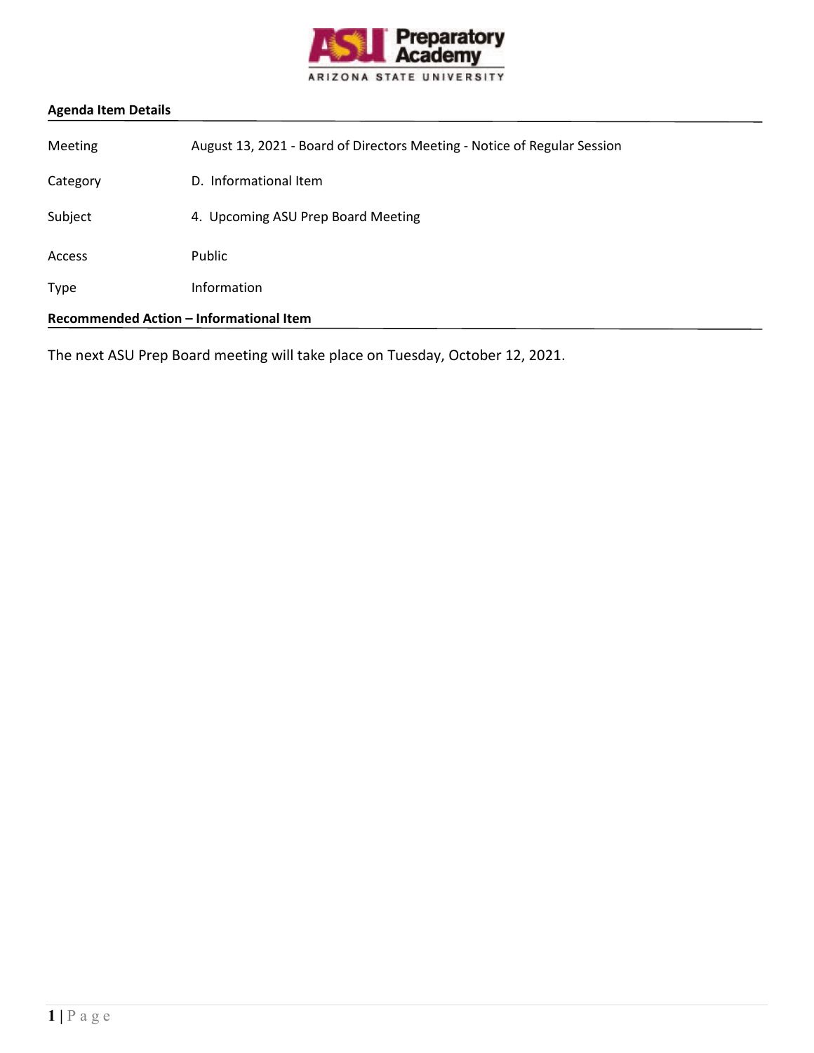ASU Preparatory Academy
ARIZONA STATE UNIVERSITY

**Agenda Item Details**

| | |
|---|---|
| Meeting | August 13, 2021 - Board of Directors Meeting - Notice of Regular Session |
| Category | D. Informational Item |
| Subject | 4. Upcoming ASU Prep Board Meeting |
| Access | Public |
| Type | Information |

**Recommended Action – Informational Item**

The next ASU Prep Board meeting will take place on Tuesday, October 12, 2021.